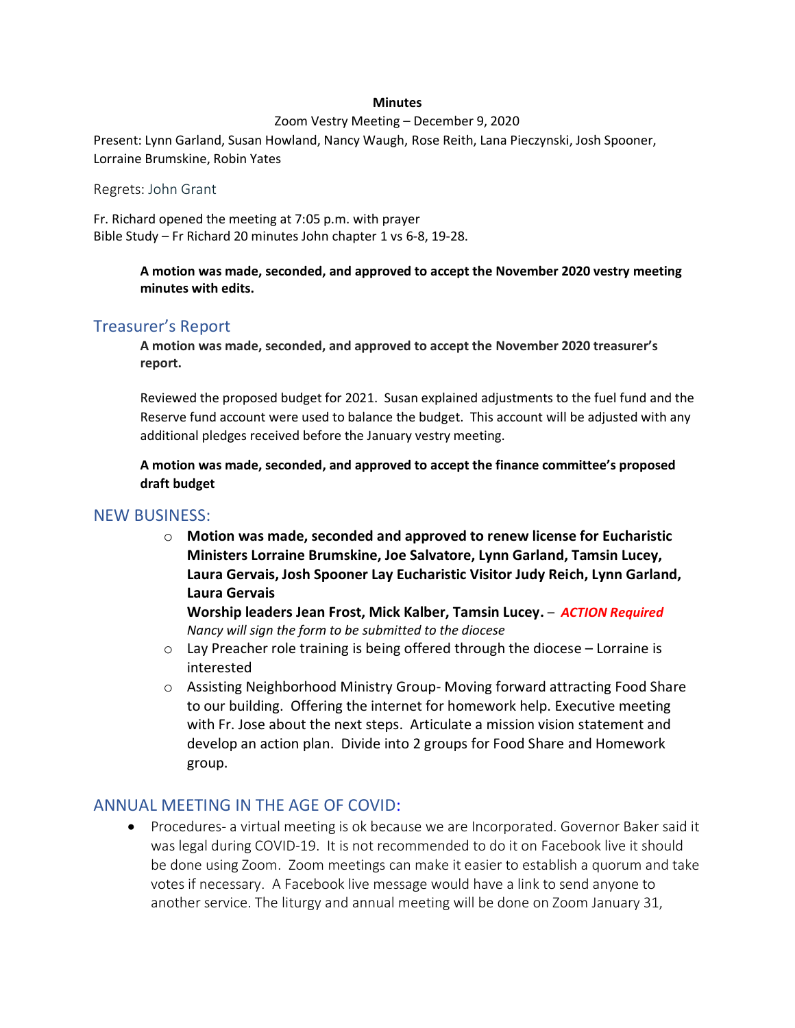**Minutes**

Zoom Vestry Meeting – December 9, 2020

Present: Lynn Garland, Susan Howland, Nancy Waugh, Rose Reith, Lana Pieczynski, Josh Spooner, Lorraine Brumskine, Robin Yates

Regrets: John Grant

Fr. Richard opened the meeting at 7:05 p.m. with prayer
Bible Study – Fr Richard 20 minutes John chapter 1 vs 6-8, 19-28.

**A motion was made, seconded, and approved to accept the November 2020 vestry meeting minutes with edits.**

## Treasurer's Report

**A motion was made, seconded, and approved to accept the November 2020 treasurer's report.**

Reviewed the proposed budget for 2021. Susan explained adjustments to the fuel fund and the Reserve fund account were used to balance the budget. This account will be adjusted with any additional pledges received before the January vestry meeting.

**A motion was made, seconded, and approved to accept the finance committee's proposed draft budget**

## NEW BUSINESS:

- **Motion was made, seconded and approved to renew license for Eucharistic Ministers Lorraine Brumskine, Joe Salvatore, Lynn Garland, Tamsin Lucey, Laura Gervais, Josh Spooner Lay Eucharistic Visitor Judy Reich, Lynn Garland, Laura Gervais**
  **Worship leaders Jean Frost, Mick Kalber, Tamsin Lucey.** – ***ACTION Required***
  *Nancy will sign the form to be submitted to the diocese*
- Lay Preacher role training is being offered through the diocese – Lorraine is interested
- Assisting Neighborhood Ministry Group- Moving forward attracting Food Share to our building. Offering the internet for homework help. Executive meeting with Fr. Jose about the next steps. Articulate a mission vision statement and develop an action plan. Divide into 2 groups for Food Share and Homework group.

## ANNUAL MEETING IN THE AGE OF COVID:

- Procedures- a virtual meeting is ok because we are Incorporated. Governor Baker said it was legal during COVID-19. It is not recommended to do it on Facebook live it should be done using Zoom. Zoom meetings can make it easier to establish a quorum and take votes if necessary. A Facebook live message would have a link to send anyone to another service. The liturgy and annual meeting will be done on Zoom January 31,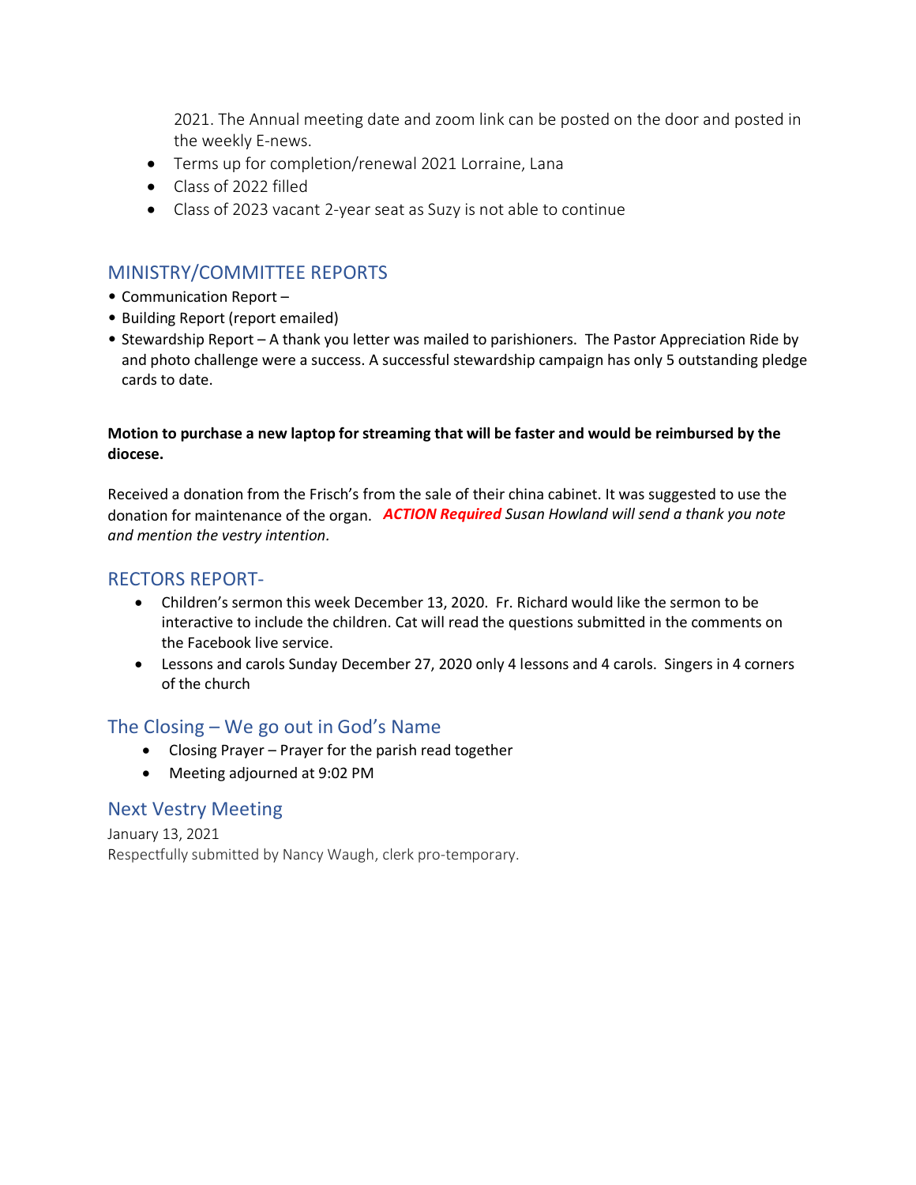2021. The Annual meeting date and zoom link can be posted on the door and posted in the weekly E-news.

- Terms up for completion/renewal 2021 Lorraine, Lana
- Class of 2022 filled
- Class of 2023 vacant 2-year seat as Suzy is not able to continue

## MINISTRY/COMMITTEE REPORTS

- Communication Report –
- Building Report (report emailed)
- Stewardship Report – A thank you letter was mailed to parishioners. The Pastor Appreciation Ride by and photo challenge were a success. A successful stewardship campaign has only 5 outstanding pledge cards to date.

**Motion to purchase a new laptop for streaming that will be faster and would be reimbursed by the diocese.**

Received a donation from the Frisch's from the sale of their china cabinet. It was suggested to use the donation for maintenance of the organ. ***ACTION Required*** *Susan Howland will send a thank you note and mention the vestry intention.*

## RECTORS REPORT-

- Children's sermon this week December 13, 2020. Fr. Richard would like the sermon to be interactive to include the children. Cat will read the questions submitted in the comments on the Facebook live service.
- Lessons and carols Sunday December 27, 2020 only 4 lessons and 4 carols. Singers in 4 corners of the church

## The Closing – We go out in God's Name

- Closing Prayer – Prayer for the parish read together
- Meeting adjourned at 9:02 PM

## Next Vestry Meeting

January 13, 2021

Respectfully submitted by Nancy Waugh, clerk pro-temporary.